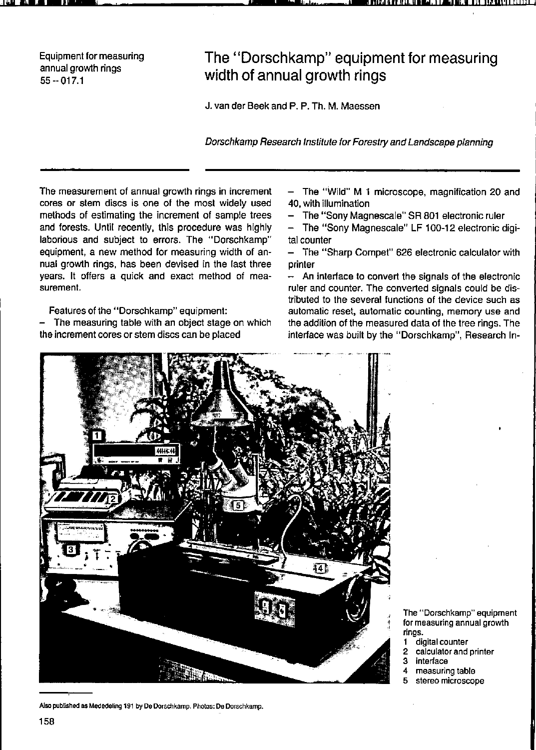Equipment for measuring annual growth rings
55 – 017.1

# The "Dorschkamp" equipment for measuring width of annual growth rings

J. van der Beek and P. P. Th. M. Maessen

*Dorschkamp Research Institute for Forestry and Landscape planning*

The measurement of annual growth rings in increment cores or stem discs is one of the most widely used methods of estimating the increment of sample trees and forests. Until recently, this procedure was highly laborious and subject to errors. The "Dorschkamp" equipment, a new method for measuring width of annual growth rings, has been devised in the last three years. It offers a quick and exact method of measurement.

Features of the "Dorschkamp" equipment:

- The measuring table with an object stage on which the increment cores or stem discs can be placed
- The "Wild" M 1 microscope, magnification 20 and 40, with illumination
- The "Sony Magnescale" SR 801 electronic ruler
- The "Sony Magnescale" LF 100-12 electronic digital counter
- The "Sharp Compet" 626 electronic calculator with printer
- An interface to convert the signals of the electronic ruler and counter. The converted signals could be distributed to the several functions of the device such as automatic reset, automatic counting, memory use and the addition of the measured data of the tree rings. The interface was built by the "Dorschkamp", Research In-

The "Dorschkamp" equipment for measuring annual growth rings.
1 digital counter
2 calculator and printer
3 interface
4 measuring table
5 stereo microscope

Also published as Mededeling 191 by De Dorschkamp. Photos: De Dorschkamp.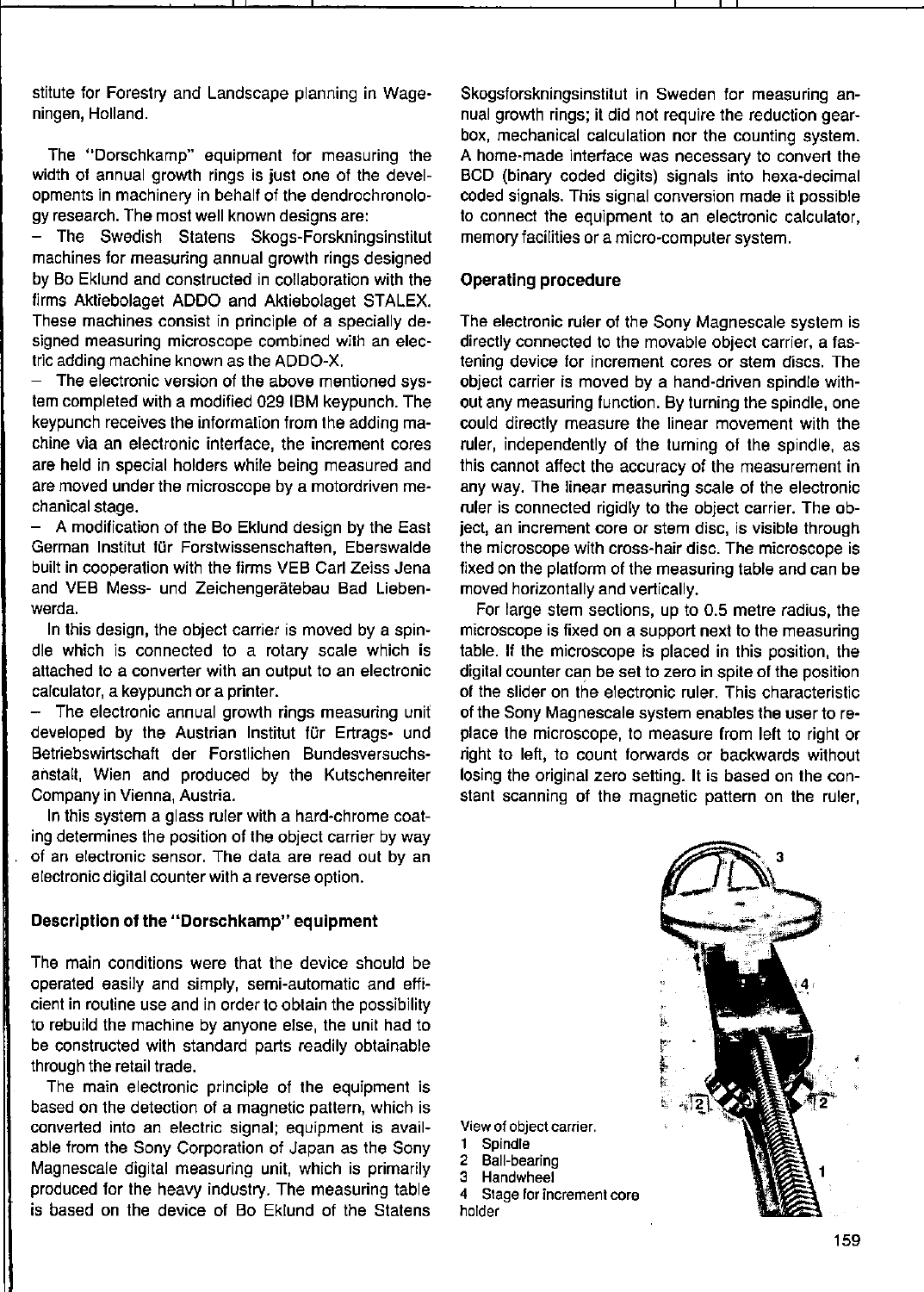stitute for Forestry and Landscape planning in Wageningen, Holland.

The "Dorschkamp" equipment for measuring the width of annual growth rings is just one of the developments in machinery in behalf of the dendrochronology research. The most well known designs are:

– The Swedish Statens Skogs-Forskningsinstitut machines for measuring annual growth rings designed by Bo Eklund and constructed in collaboration with the firms Aktiebolaget ADDO and Aktiebolaget STALEX. These machines consist in principle of a specially designed measuring microscope combined with an electric adding machine known as the ADDO-X.

– The electronic version of the above mentioned system completed with a modified 029 IBM keypunch. The keypunch receives the information from the adding machine via an electronic interface, the increment cores are held in special holders while being measured and are moved under the microscope by a motordriven mechanical stage.

– A modification of the Bo Eklund design by the East German Institut für Forstwissenschaften, Eberswalde built in cooperation with the firms VEB Carl Zeiss Jena and VEB Mess- und Zeichengerätebau Bad Liebenwerda.

In this design, the object carrier is moved by a spindle which is connected to a rotary scale which is attached to a converter with an output to an electronic calculator, a keypunch or a printer.

– The electronic annual growth rings measuring unit developed by the Austrian Institut für Ertrags- und Betriebswirtschaft der Forstlichen Bundesversuchsanstalt, Wien and produced by the Kutschenreiter Company in Vienna, Austria.

In this system a glass ruler with a hard-chrome coating determines the position of the object carrier by way of an electronic sensor. The data are read out by an electronic digital counter with a reverse option.

### Description of the "Dorschkamp" equipment

The main conditions were that the device should be operated easily and simply, semi-automatic and efficient in routine use and in order to obtain the possibility to rebuild the machine by anyone else, the unit had to be constructed with standard parts readily obtainable through the retail trade.

The main electronic principle of the equipment is based on the detection of a magnetic pattern, which is converted into an electric signal; equipment is available from the Sony Corporation of Japan as the Sony Magnescale digital measuring unit, which is primarily produced for the heavy industry. The measuring table is based on the device of Bo Eklund of the Statens Skogsforskningsinstitut in Sweden for measuring annual growth rings; it did not require the reduction gearbox, mechanical calculation nor the counting system. A home-made interface was necessary to convert the BCD (binary coded digits) signals into hexa-decimal coded signals. This signal conversion made it possible to connect the equipment to an electronic calculator, memory facilities or a micro-computer system.

### Operating procedure

The electronic ruler of the Sony Magnescale system is directly connected to the movable object carrier, a fastening device for increment cores or stem discs. The object carrier is moved by a hand-driven spindle without any measuring function. By turning the spindle, one could directly measure the linear movement with the ruler, independently of the turning of the spindle, as this cannot affect the accuracy of the measurement in any way. The linear measuring scale of the electronic ruler is connected rigidly to the object carrier. The object, an increment core or stem disc, is visible through the microscope with cross-hair disc. The microscope is fixed on the platform of the measuring table and can be moved horizontally and vertically.

For large stem sections, up to 0.5 metre radius, the microscope is fixed on a support next to the measuring table. If the microscope is placed in this position, the digital counter can be set to zero in spite of the position of the slider on the electronic ruler. This characteristic of the Sony Magnescale system enables the user to replace the microscope, to measure from left to right or right to left, to count forwards or backwards without losing the original zero setting. It is based on the constant scanning of the magnetic pattern on the ruler,

View of object carrier.
1 Spindle
2 Ball-bearing
3 Handwheel
4 Stage for increment core holder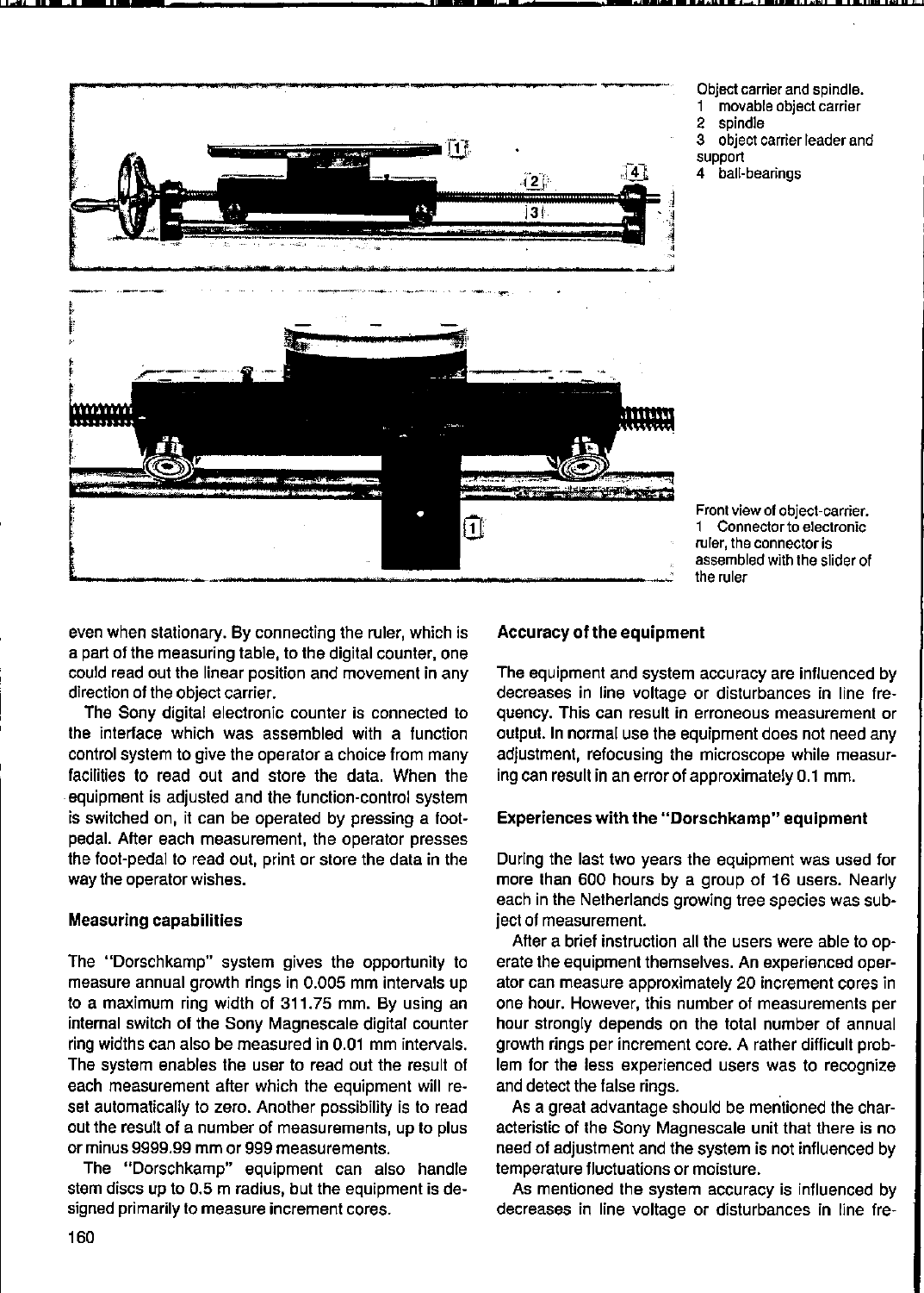Object carrier and spindle.
1 movable object carrier
2 spindle
3 object carrier leader and support
4 ball-bearings

Front view of object-carrier.
1 Connector to electronic ruler, the connector is assembled with the slider of the ruler

even when stationary. By connecting the ruler, which is a part of the measuring table, to the digital counter, one could read out the linear position and movement in any direction of the object carrier.

The Sony digital electronic counter is connected to the interface which was assembled with a function control system to give the operator a choice from many facilities to read out and store the data. When the equipment is adjusted and the function-control system is switched on, it can be operated by pressing a foot-pedal. After each measurement, the operator presses the foot-pedal to read out, print or store the data in the way the operator wishes.

### Measuring capabilities

The "Dorschkamp" system gives the opportunity to measure annual growth rings in 0.005 mm intervals up to a maximum ring width of 311.75 mm. By using an internal switch of the Sony Magnescale digital counter ring widths can also be measured in 0.01 mm intervals. The system enables the user to read out the result of each measurement after which the equipment will reset automatically to zero. Another possibility is to read out the result of a number of measurements, up to plus or minus 9999.99 mm or 999 measurements.

The "Dorschkamp" equipment can also handle stem discs up to 0.5 m radius, but the equipment is designed primarily to measure increment cores.

### Accuracy of the equipment

The equipment and system accuracy are influenced by decreases in line voltage or disturbances in line frequency. This can result in erroneous measurement or output. In normal use the equipment does not need any adjustment, refocusing the microscope while measuring can result in an error of approximately 0.1 mm.

### Experiences with the "Dorschkamp" equipment

During the last two years the equipment was used for more than 600 hours by a group of 16 users. Nearly each in the Netherlands growing tree species was subject of measurement.

After a brief instruction all the users were able to operate the equipment themselves. An experienced operator can measure approximately 20 increment cores in one hour. However, this number of measurements per hour strongly depends on the total number of annual growth rings per increment core. A rather difficult problem for the less experienced users was to recognize and detect the false rings.

As a great advantage should be mentioned the characteristic of the Sony Magnescale unit that there is no need of adjustment and the system is not influenced by temperature fluctuations or moisture.

As mentioned the system accuracy is influenced by decreases in line voltage or disturbances in line fre-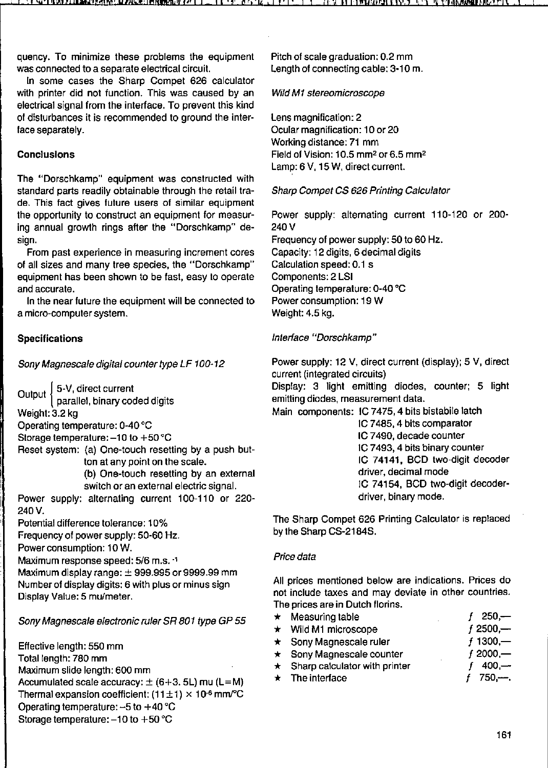quency. To minimize these problems the equipment was connected to a separate electrical circuit.

In some cases the Sharp Compet 626 calculator with printer did not function. This was caused by an electrical signal from the interface. To prevent this kind of disturbances it is recommended to ground the interface separately.

## Conclusions

The "Dorschkamp" equipment was constructed with standard parts readily obtainable through the retail trade. This fact gives future users of similar equipment the opportunity to construct an equipment for measuring annual growth rings after the "Dorschkamp" design.

From past experience in measuring increment cores of all sizes and many tree species, the "Dorschkamp" equipment has been shown to be fast, easy to operate and accurate.

In the near future the equipment will be connected to a micro-computer system.

## Specifications

*Sony Magnescale digital counter type LF 100-12*

Output: 5-V, direct current; parallel, binary coded digits
Weight: 3.2 kg
Operating temperature: 0-40 °C
Storage temperature: −10 to +50 °C
Reset system: (a) One-touch resetting by a push button at any point on the scale.
(b) One-touch resetting by an external switch or an external electric signal.
Power supply: alternating current 100-110 or 220-240 V.
Potential difference tolerance: 10%
Frequency of power supply: 50-60 Hz.
Power consumption: 10 W.
Maximum response speed: 5/6 m.s. $^{-1}$
Maximum display range: ± 999.995 or 9999.99 mm
Number of display digits: 6 with plus or minus sign
Display Value: 5 mu/meter.

*Sony Magnescale electronic ruler SR 801 type GP 55*

Effective length: 550 mm
Total length: 780 mm
Maximum slide length: 600 mm
Accumulated scale accuracy: ± (6+3. 5L) mu (L=M)
Thermal expansion coefficient: $(11 \pm 1) \times 10^{-6}$ mm/°C
Operating temperature: −5 to +40 °C
Storage temperature: −10 to +50 °C
Pitch of scale graduation: 0.2 mm
Length of connecting cable: 3-10 m.

*Wild M1 stereomicroscope*

Lens magnification: 2
Ocular magnification: 10 or 20
Working distance: 71 mm
Field of Vision: 10.5 mm$^2$ or 6.5 mm$^2$
Lamp: 6 V, 15 W, direct current.

*Sharp Compet CS 626 Printing Calculator*

Power supply: alternating current 110-120 or 200-240 V
Frequency of power supply: 50 to 60 Hz.
Capacity: 12 digits, 6 decimal digits
Calculation speed: 0.1 s
Components: 2 LSI
Operating temperature: 0-40 °C
Power consumption: 19 W
Weight: 4.5 kg.

*Interface "Dorschkamp"*

Power supply: 12 V, direct current (display); 5 V, direct current (integrated circuits)
Display: 3 light emitting diodes, counter; 5 light emitting diodes, measurement data.
Main components: IC 7475, 4 bits bistabile latch
IC 7485, 4 bits comparator
IC 7490, decade counter
IC 7493, 4 bits binary counter
IC 74141, BCD two-digit decoder driver, decimal mode
IC 74154, BCD two-digit decoder-driver, binary mode.

The Sharp Compet 626 Printing Calculator is replaced by the Sharp CS-2184S.

*Price data*

All prices mentioned below are indications. Prices do not include taxes and may deviate in other countries. The prices are in Dutch florins.

- ★ Measuring table — ƒ 250,—
- ★ Wild M1 microscope — ƒ 2500,—
- ★ Sony Magnescale ruler — ƒ 1300,—
- ★ Sony Magnescale counter — ƒ 2000,—
- ★ Sharp calculator with printer — ƒ 400,—
- ★ The interface — ƒ 750,—.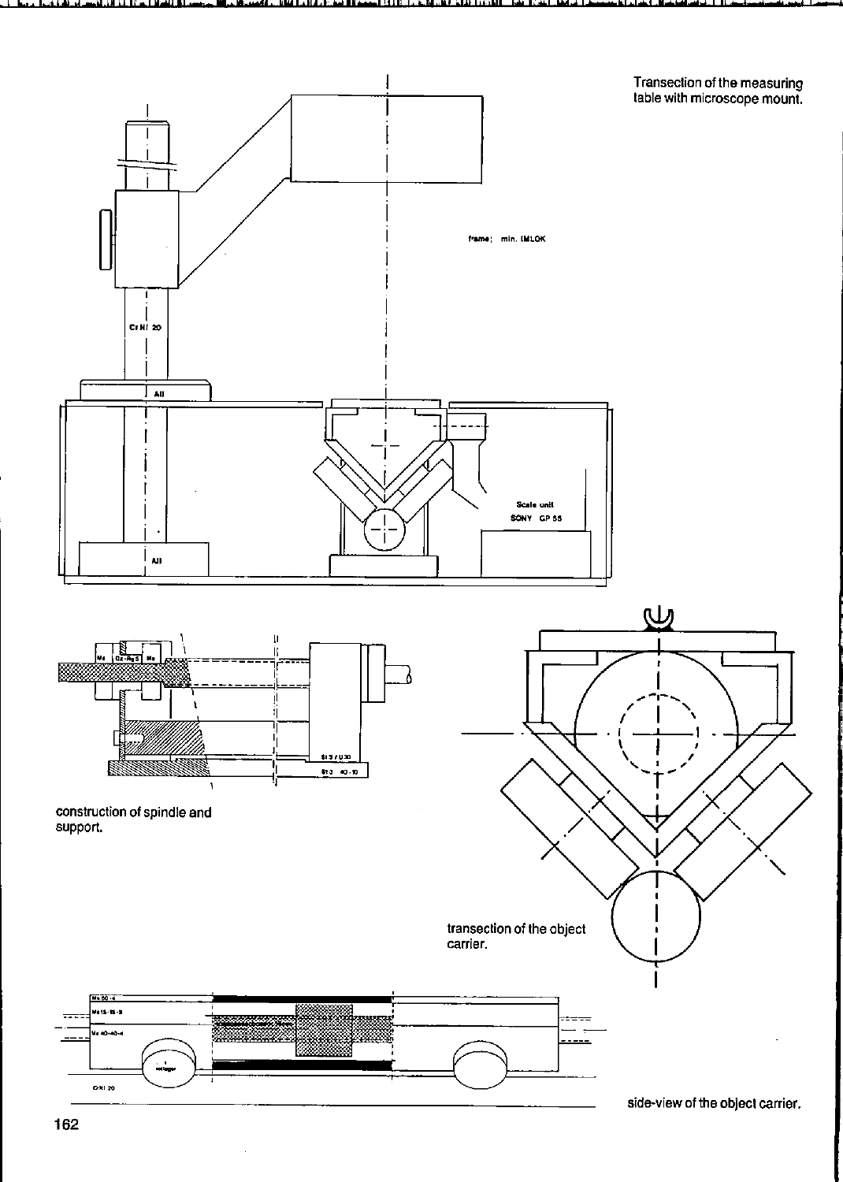Transection of the measuring table with microscope mount.

construction of spindle and support.

transection of the object carrier.

side-view of the object carrier.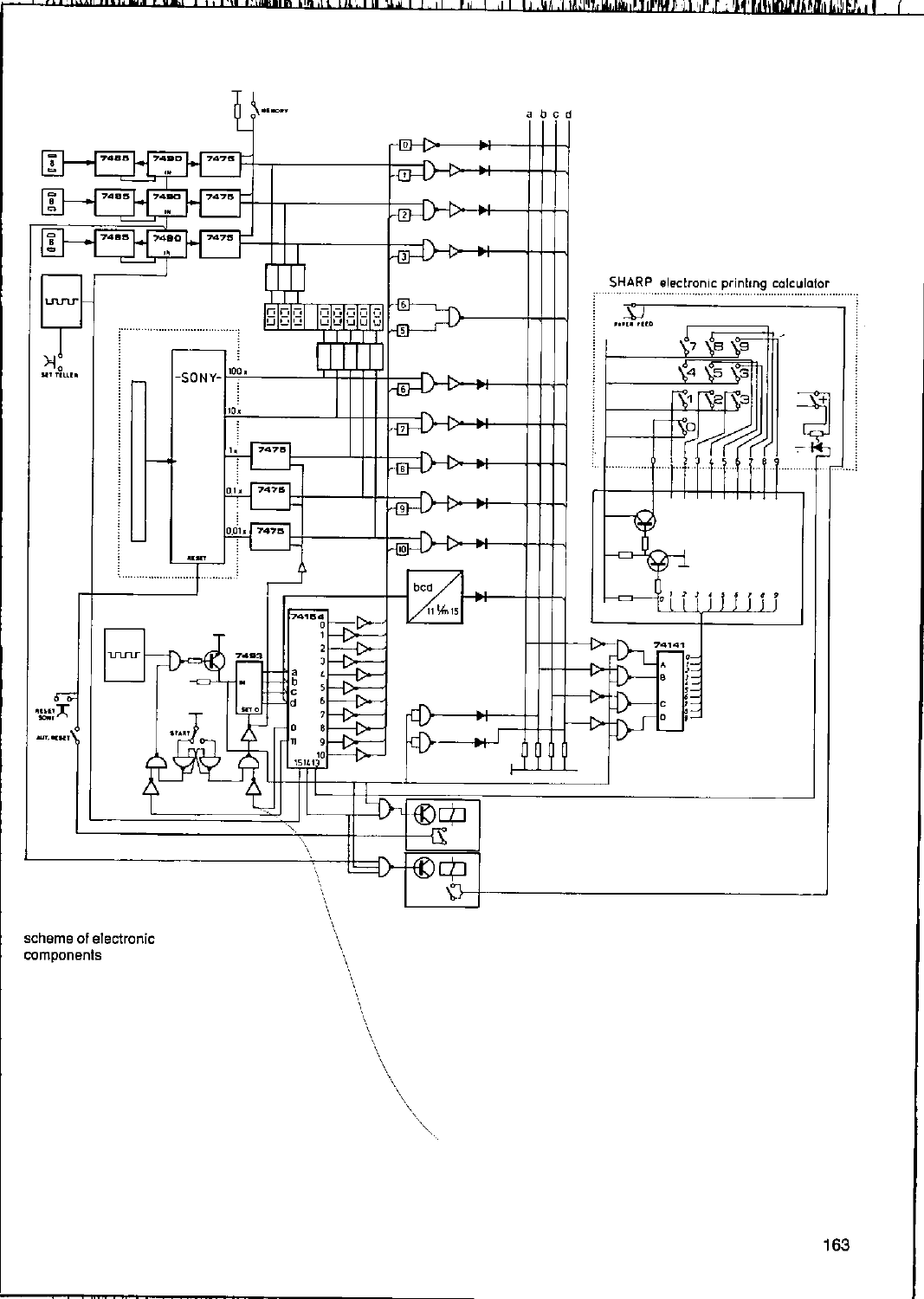scheme of electronic
components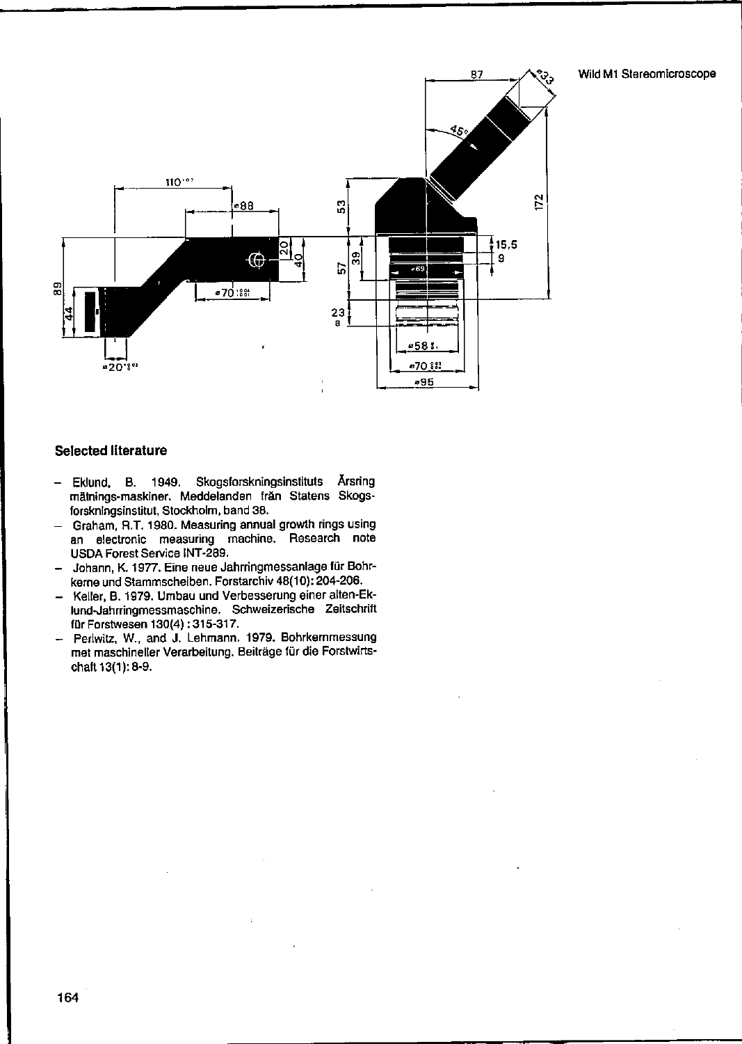Wild M1 Stereomicroscope

87

⌀33

45°

172

110

⌀88

53

20

40

15,5

9

89

57

39

⌀89

44

⌀70

23

⌀58

⌀70

⌀20

⌀95

## Selected literature

- Eklund, B. 1949. Skogsforskningsinstituts Årsring mätnings-maskiner. Meddelanden från Statens Skogsforskningsinstitut, Stockholm, band 38.
- Graham, R.T. 1980. Measuring annual growth rings using an electronic measuring machine. Research note USDA Forest Service INT-289.
- Johann, K. 1977. Eine neue Jahrringmessanlage für Bohrkerne und Stammscheiben. Forstarchiv 48(10): 204-206.
- Keller, B. 1979. Umbau und Verbesserung einer alten-Eklund-Jahrringmessmaschine. Schweizerische Zeitschrift für Forstwesen 130(4) : 315-317.
- Perlwitz, W., and J. Lehmann. 1979. Bohrkernmessung met maschineller Verarbeitung. Beiträge für die Forstwirtschaft 13(1): 8-9.